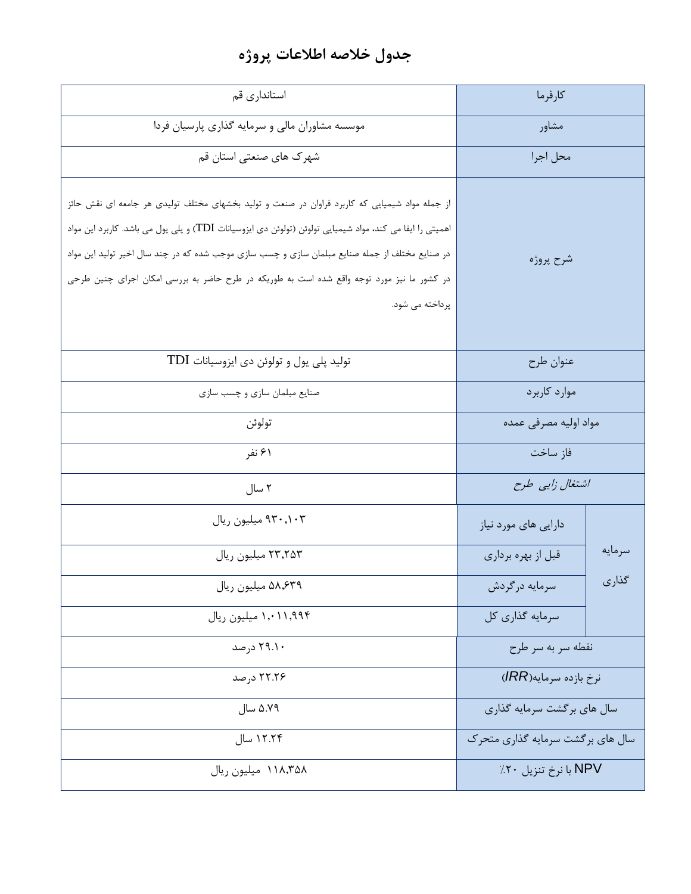# جدول خلاصه اطلاعات پروژه

| | | |
|---|---|---|
| کارفرما | | استانداری قم |
| مشاور | | موسسه مشاوران مالی و سرمایه گذاری پارسیان فردا |
| محل اجرا | | شهرک های صنعتی استان قم |
| شرح پروژه | | از جمله مواد شیمیایی که کاربرد فراوان در صنعت و تولید بخشهای مختلف تولیدی هر جامعه ای نقش حائز اهمیتی را ایفا می کند، مواد شیمیایی تولوئن (تولوئن دی ایزوسیانات TDI) و پلی یول می باشد. کاربرد این مواد در صنایع مختلف از جمله صنایع مبلمان سازی و چسب سازی موجب شده که در چند سال اخیر تولید این مواد در کشور ما نیز مورد توجه واقع شده است به طوریکه در طرح حاضر به بررسی امکان اجرای چنین طرحی پرداخته می شود. |
| عنوان طرح | | تولید پلی یول و تولوئن دی ایزوسیانات TDI |
| موارد کاربرد | | صنایع مبلمان سازی و چسب سازی |
| مواد اولیه مصرفی عمده | | تولوئن |
| فاز ساخت | | ۶۱ نفر |
| *اشتغال زایی طرح* | | ۲ سال |
| سرمایه گذاری | دارایی های مورد نیاز | ۹۳۰,۱۰۳ میلیون ریال |
| | قبل از بهره برداری | ۲۳,۲۵۳ میلیون ریال |
| | سرمایه درگردش | ۵۸,۶۳۹ میلیون ریال |
| | سرمایه گذاری کل | ۱,۰۱۱,۹۹۴ میلیون ریال |
| نقطه سر به سر طرح | | ۲۹.۱۰ درصد |
| نرخ بازده سرمایه(*IRR*) | | ۲۲.۲۶ درصد |
| سال های برگشت سرمایه گذاری | | ۵.۷۹ سال |
| سال های برگشت سرمایه گذاری متحرک | | ۱۲.۲۴ سال |
| NPV با نرخ تنزیل ۲۰٪ | | ۱۱۸,۳۵۸ میلیون ریال |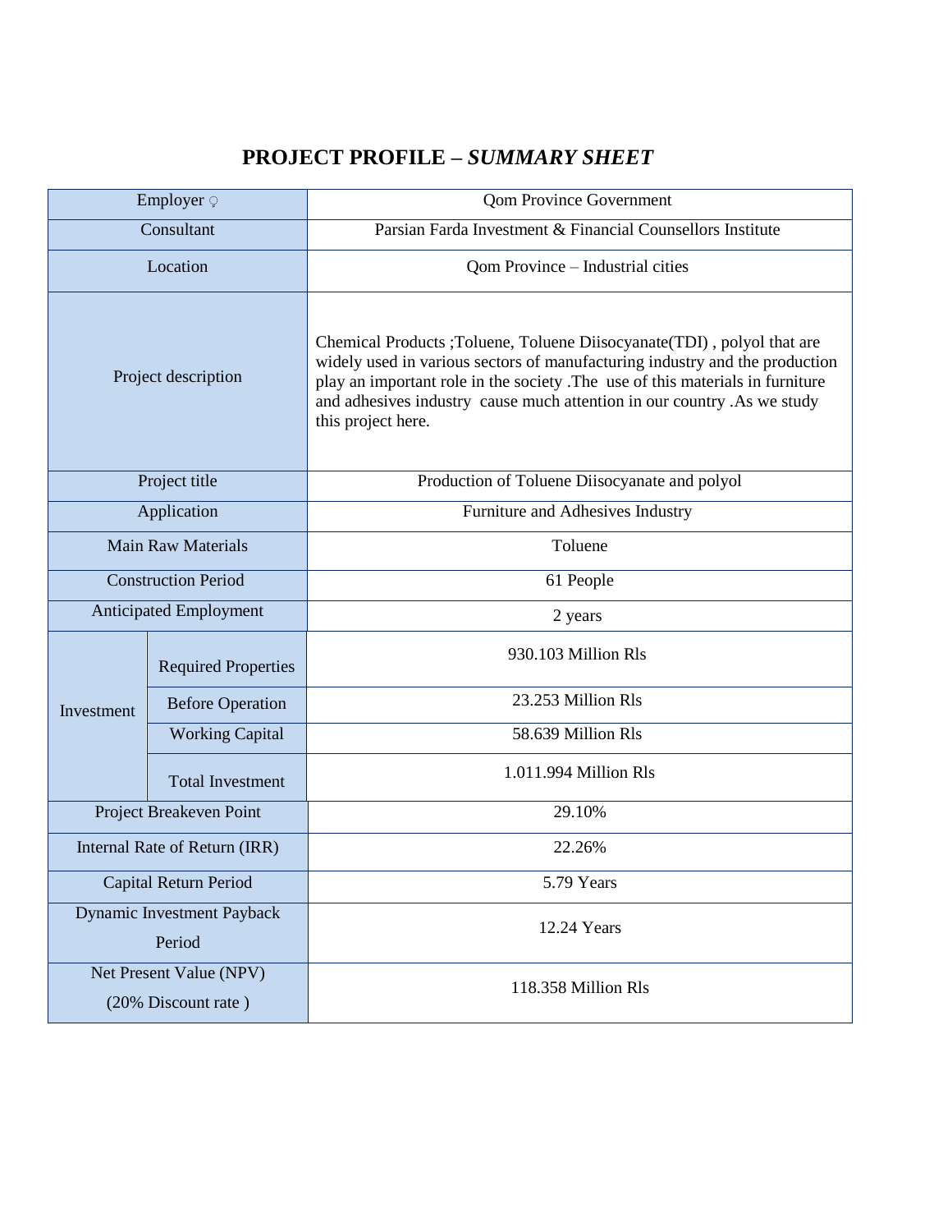# PROJECT PROFILE – *SUMMARY SHEET*

| | | |
|---|---|---|
| Employer ♀ | | Qom Province Government |
| Consultant | | Parsian Farda Investment & Financial Counsellors Institute |
| Location | | Qom Province – Industrial cities |
| Project description | | Chemical Products ;Toluene, Toluene Diisocyanate(TDI) , polyol that are widely used in various sectors of manufacturing industry and the production play an important role in the society .The use of this materials in furniture and adhesives industry cause much attention in our country .As we study this project here. |
| Project title | | Production of Toluene Diisocyanate and polyol |
| Application | | Furniture and Adhesives Industry |
| Main Raw Materials | | Toluene |
| Construction Period | | 61 People |
| Anticipated Employment | | 2 years |
| Investment | Required Properties | 930.103 Million Rls |
| | Before Operation | 23.253 Million Rls |
| | Working Capital | 58.639 Million Rls |
| | Total Investment | 1.011.994 Million Rls |
| Project Breakeven Point | | 29.10% |
| Internal Rate of Return (IRR) | | 22.26% |
| Capital Return Period | | 5.79 Years |
| Dynamic Investment Payback Period | | 12.24 Years |
| Net Present Value (NPV) (20% Discount rate ) | | 118.358 Million Rls |